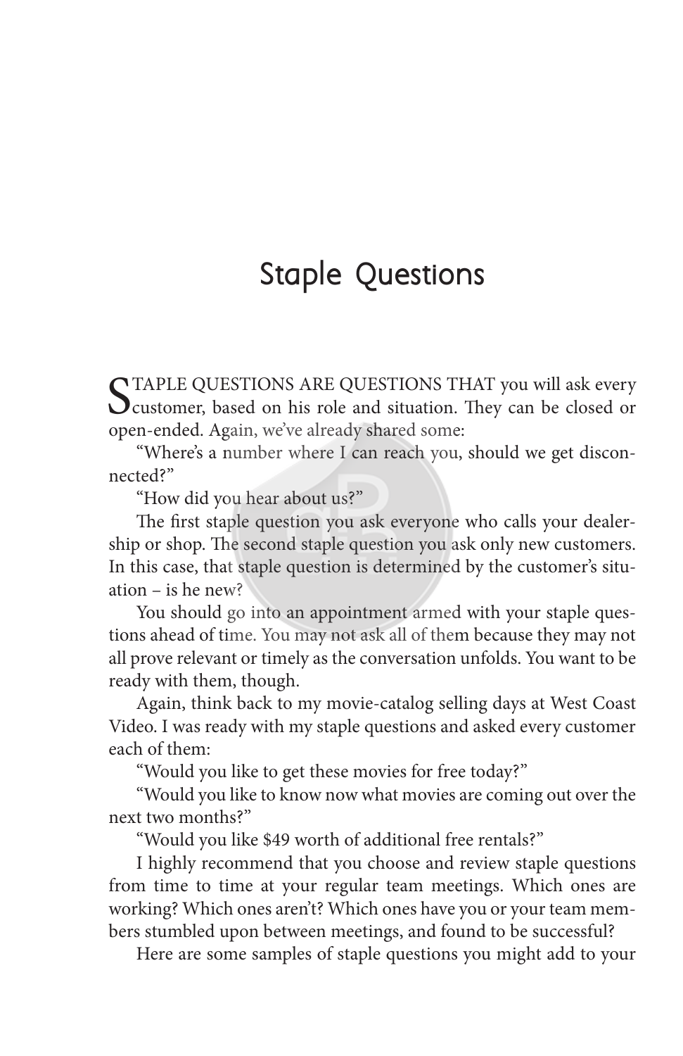# Staple Questions

STAPLE QUESTIONS ARE QUESTIONS THAT you will ask every customer, based on his role and situation. They can be closed or open-ended. Again, we've already shared some:

"Where's a number where I can reach you, should we get disconnected?"

"How did you hear about us?"

The first staple question you ask everyone who calls your dealership or shop. The second staple question you ask only new customers. In this case, that staple question is determined by the customer's situation – is he new?

You should go into an appointment armed with your staple questions ahead of time. You may not ask all of them because they may not all prove relevant or timely as the conversation unfolds. You want to be ready with them, though.

Again, think back to my movie-catalog selling days at West Coast Video. I was ready with my staple questions and asked every customer each of them:

"Would you like to get these movies for free today?"

"Would you like to know now what movies are coming out over the next two months?"

"Would you like $49 worth of additional free rentals?"

I highly recommend that you choose and review staple questions from time to time at your regular team meetings. Which ones are working? Which ones aren't? Which ones have you or your team members stumbled upon between meetings, and found to be successful?

Here are some samples of staple questions you might add to your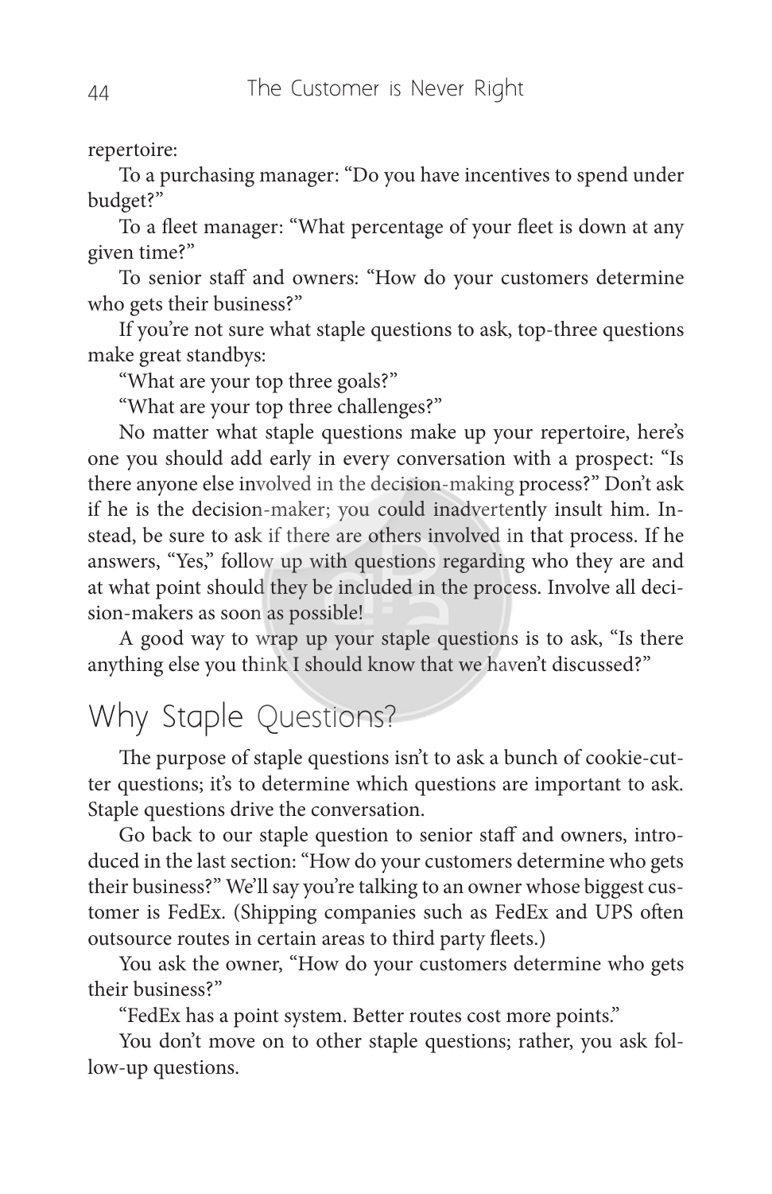repertoire:

To a purchasing manager: "Do you have incentives to spend under budget?"

To a fleet manager: "What percentage of your fleet is down at any given time?"

To senior staff and owners: "How do your customers determine who gets their business?"

If you're not sure what staple questions to ask, top-three questions make great standbys:

"What are your top three goals?"

"What are your top three challenges?"

No matter what staple questions make up your repertoire, here's one you should add early in every conversation with a prospect: "Is there anyone else involved in the decision-making process?" Don't ask if he is the decision-maker; you could inadvertently insult him. Instead, be sure to ask if there are others involved in that process. If he answers, "Yes," follow up with questions regarding who they are and at what point should they be included in the process. Involve all decision-makers as soon as possible!

A good way to wrap up your staple questions is to ask, "Is there anything else you think I should know that we haven't discussed?"

## Why Staple Questions?

The purpose of staple questions isn't to ask a bunch of cookie-cutter questions; it's to determine which questions are important to ask. Staple questions drive the conversation.

Go back to our staple question to senior staff and owners, introduced in the last section: "How do your customers determine who gets their business?" We'll say you're talking to an owner whose biggest customer is FedEx. (Shipping companies such as FedEx and UPS often outsource routes in certain areas to third party fleets.)

You ask the owner, "How do your customers determine who gets their business?"

"FedEx has a point system. Better routes cost more points."

You don't move on to other staple questions; rather, you ask follow-up questions.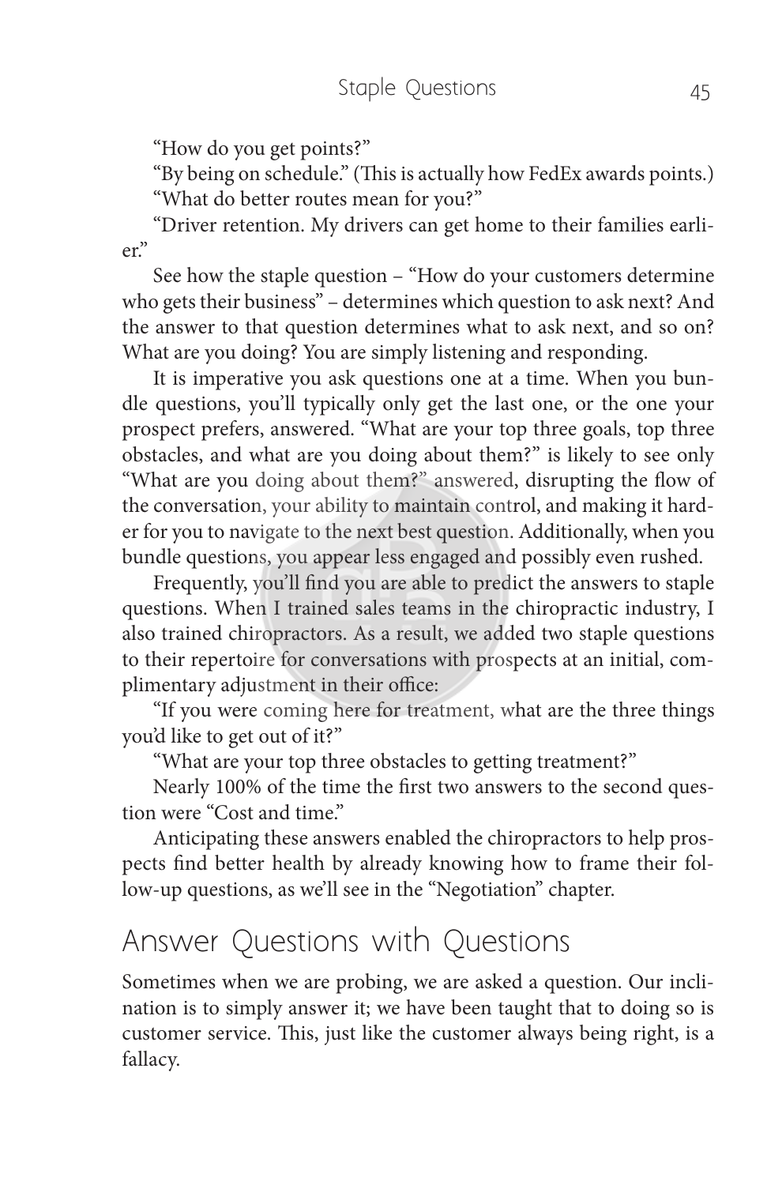"How do you get points?"

"By being on schedule." (This is actually how FedEx awards points.)

"What do better routes mean for you?"

"Driver retention. My drivers can get home to their families earlier."

See how the staple question – "How do your customers determine who gets their business" – determines which question to ask next? And the answer to that question determines what to ask next, and so on? What are you doing? You are simply listening and responding.

It is imperative you ask questions one at a time. When you bundle questions, you'll typically only get the last one, or the one your prospect prefers, answered. "What are your top three goals, top three obstacles, and what are you doing about them?" is likely to see only "What are you doing about them?" answered, disrupting the flow of the conversation, your ability to maintain control, and making it harder for you to navigate to the next best question. Additionally, when you bundle questions, you appear less engaged and possibly even rushed.

Frequently, you'll find you are able to predict the answers to staple questions. When I trained sales teams in the chiropractic industry, I also trained chiropractors. As a result, we added two staple questions to their repertoire for conversations with prospects at an initial, complimentary adjustment in their office:

"If you were coming here for treatment, what are the three things you'd like to get out of it?"

"What are your top three obstacles to getting treatment?"

Nearly 100% of the time the first two answers to the second question were "Cost and time."

Anticipating these answers enabled the chiropractors to help prospects find better health by already knowing how to frame their follow-up questions, as we'll see in the "Negotiation" chapter.

## Answer Questions with Questions

Sometimes when we are probing, we are asked a question. Our inclination is to simply answer it; we have been taught that to doing so is customer service. This, just like the customer always being right, is a fallacy.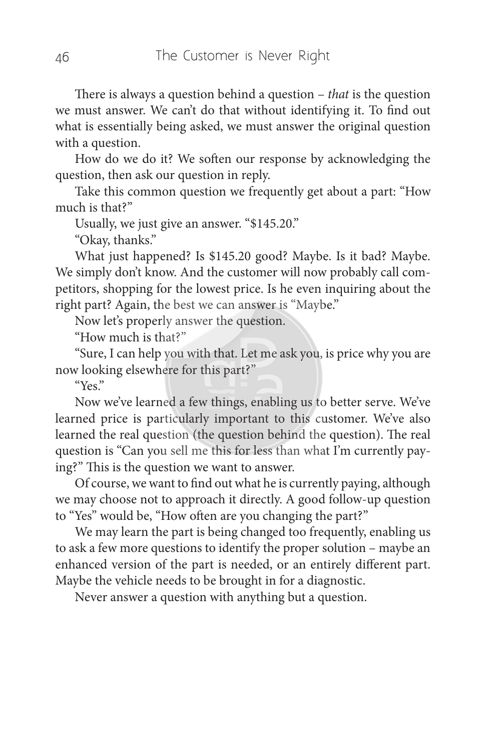There is always a question behind a question – *that* is the question we must answer. We can't do that without identifying it. To find out what is essentially being asked, we must answer the original question with a question.

How do we do it? We soften our response by acknowledging the question, then ask our question in reply.

Take this common question we frequently get about a part: "How much is that?"

Usually, we just give an answer. "$145.20."

"Okay, thanks."

What just happened? Is $145.20 good? Maybe. Is it bad? Maybe. We simply don't know. And the customer will now probably call competitors, shopping for the lowest price. Is he even inquiring about the right part? Again, the best we can answer is "Maybe."

Now let's properly answer the question.

"How much is that?"

"Sure, I can help you with that. Let me ask you, is price why you are now looking elsewhere for this part?"

"Yes."

Now we've learned a few things, enabling us to better serve. We've learned price is particularly important to this customer. We've also learned the real question (the question behind the question). The real question is "Can you sell me this for less than what I'm currently paying?" This is the question we want to answer.

Of course, we want to find out what he is currently paying, although we may choose not to approach it directly. A good follow-up question to "Yes" would be, "How often are you changing the part?"

We may learn the part is being changed too frequently, enabling us to ask a few more questions to identify the proper solution – maybe an enhanced version of the part is needed, or an entirely different part. Maybe the vehicle needs to be brought in for a diagnostic.

Never answer a question with anything but a question.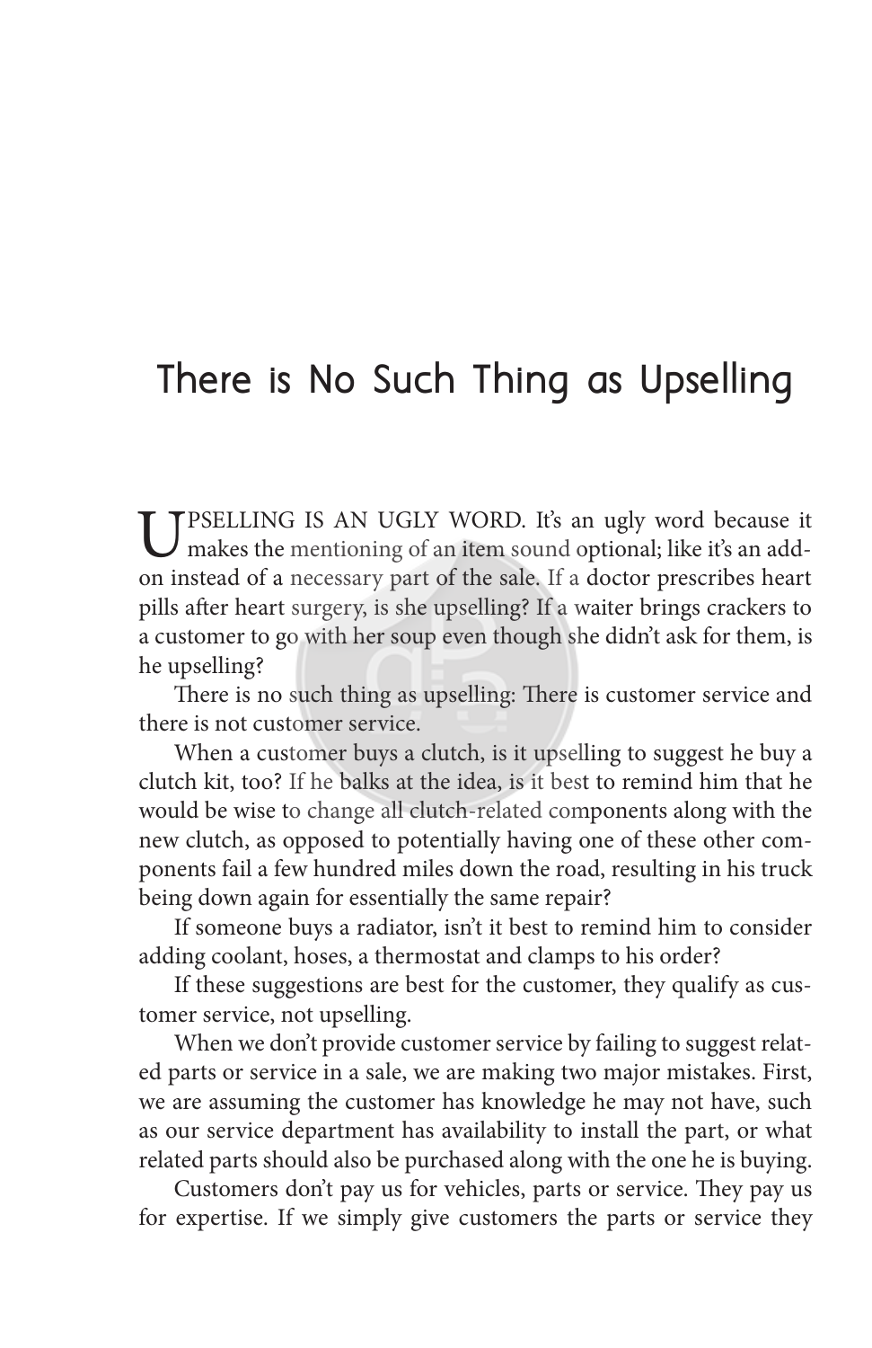# There is No Such Thing as Upselling

UPSELLING IS AN UGLY WORD. It's an ugly word because it makes the mentioning of an item sound optional; like it's an add-on instead of a necessary part of the sale. If a doctor prescribes heart pills after heart surgery, is she upselling? If a waiter brings crackers to a customer to go with her soup even though she didn't ask for them, is he upselling?

There is no such thing as upselling: There is customer service and there is not customer service.

When a customer buys a clutch, is it upselling to suggest he buy a clutch kit, too? If he balks at the idea, is it best to remind him that he would be wise to change all clutch-related components along with the new clutch, as opposed to potentially having one of these other components fail a few hundred miles down the road, resulting in his truck being down again for essentially the same repair?

If someone buys a radiator, isn't it best to remind him to consider adding coolant, hoses, a thermostat and clamps to his order?

If these suggestions are best for the customer, they qualify as customer service, not upselling.

When we don't provide customer service by failing to suggest related parts or service in a sale, we are making two major mistakes. First, we are assuming the customer has knowledge he may not have, such as our service department has availability to install the part, or what related parts should also be purchased along with the one he is buying.

Customers don't pay us for vehicles, parts or service. They pay us for expertise. If we simply give customers the parts or service they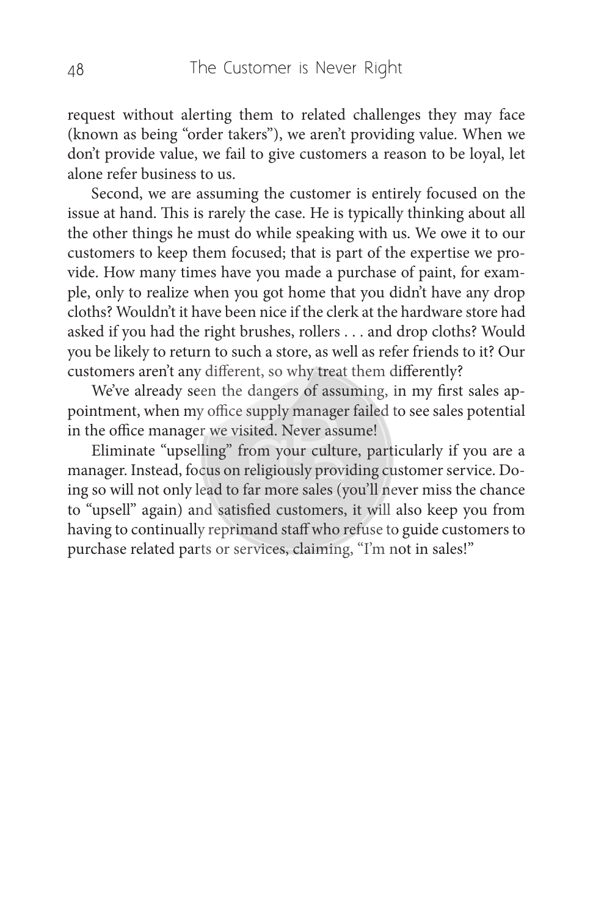request without alerting them to related challenges they may face (known as being "order takers"), we aren't providing value. When we don't provide value, we fail to give customers a reason to be loyal, let alone refer business to us.

Second, we are assuming the customer is entirely focused on the issue at hand. This is rarely the case. He is typically thinking about all the other things he must do while speaking with us. We owe it to our customers to keep them focused; that is part of the expertise we provide. How many times have you made a purchase of paint, for example, only to realize when you got home that you didn't have any drop cloths? Wouldn't it have been nice if the clerk at the hardware store had asked if you had the right brushes, rollers . . . and drop cloths? Would you be likely to return to such a store, as well as refer friends to it? Our customers aren't any different, so why treat them differently?

We've already seen the dangers of assuming, in my first sales appointment, when my office supply manager failed to see sales potential in the office manager we visited. Never assume!

Eliminate "upselling" from your culture, particularly if you are a manager. Instead, focus on religiously providing customer service. Doing so will not only lead to far more sales (you'll never miss the chance to "upsell" again) and satisfied customers, it will also keep you from having to continually reprimand staff who refuse to guide customers to purchase related parts or services, claiming, "I'm not in sales!"